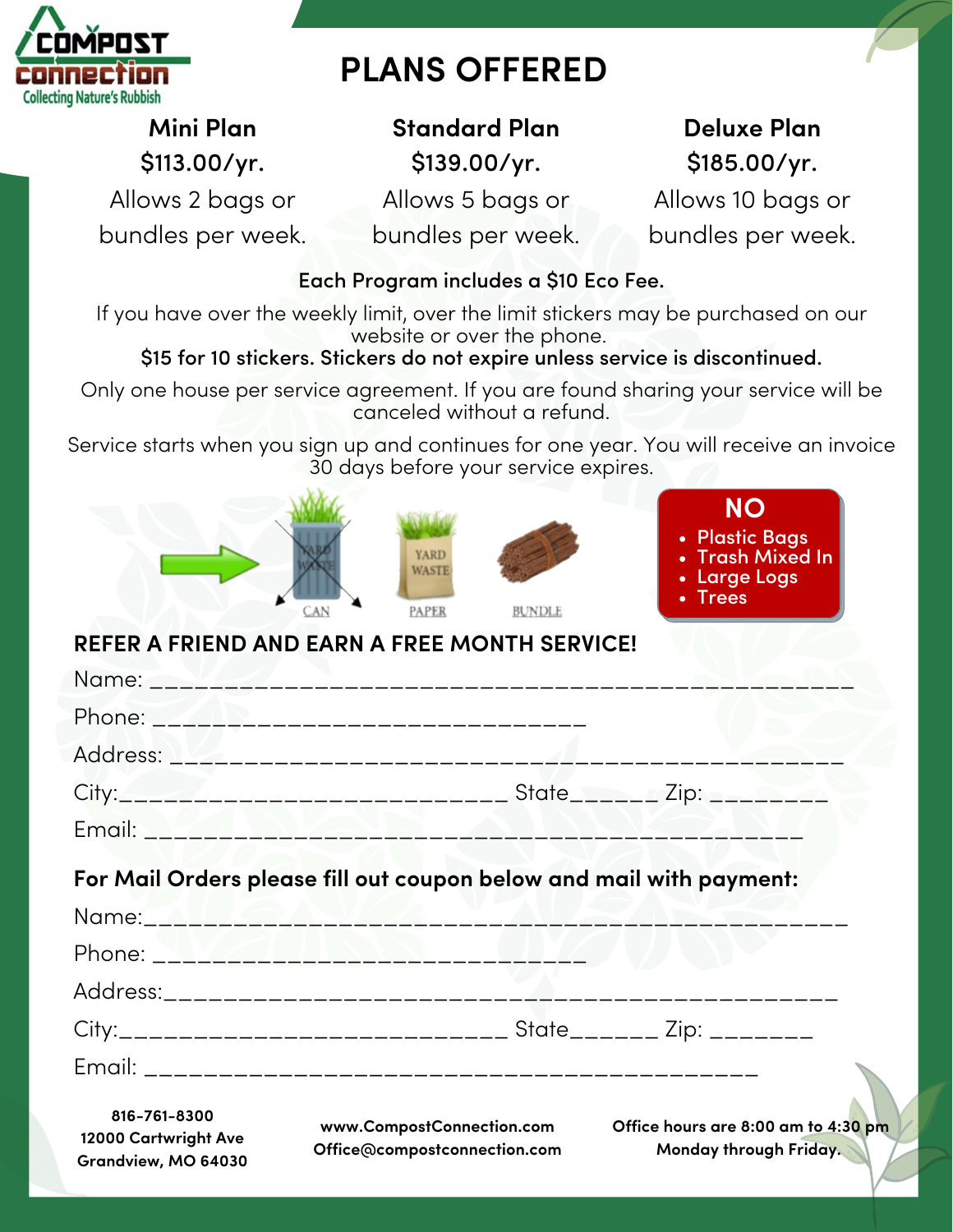Compost Connection
Collecting Nature's Rubbish

# PLANS OFFERED

| Mini Plan | Standard Plan | Deluxe Plan |
|---|---|---|
| $113.00/yr. | $139.00/yr. | $185.00/yr. |
| Allows 2 bags or bundles per week. | Allows 5 bags or bundles per week. | Allows 10 bags or bundles per week. |

**Each Program includes a $10 Eco Fee.**

If you have over the weekly limit, over the limit stickers may be purchased on our website or over the phone.

**$15 for 10 stickers. Stickers do not expire unless service is discontinued.**

Only one house per service agreement. If you are found sharing your service will be canceled without a refund.

Service starts when you sign up and continues for one year. You will receive an invoice 30 days before your service expires.

CAN — PAPER (YARD WASTE) — BUNDLE

**NO**

- Plastic Bags
- Trash Mixed In
- Large Logs
- Trees

## REFER A FRIEND AND EARN A FREE MONTH SERVICE!

Name: ______________________________________________

Phone: ______________________________

Address: ____________________________________________

City:__________________________ State______ Zip: ________

Email: ______________________________________________

## For Mail Orders please fill out coupon below and mail with payment:

Name:_______________________________________________

Phone: ______________________________

Address:_____________________________________________

City:__________________________ State______ Zip: _______

Email: ___________________________________________

**816-761-8300**
**12000 Cartwright Ave**
**Grandview, MO 64030**

**www.CompostConnection.com**
**Office@compostconnection.com**

**Office hours are 8:00 am to 4:30 pm Monday through Friday.**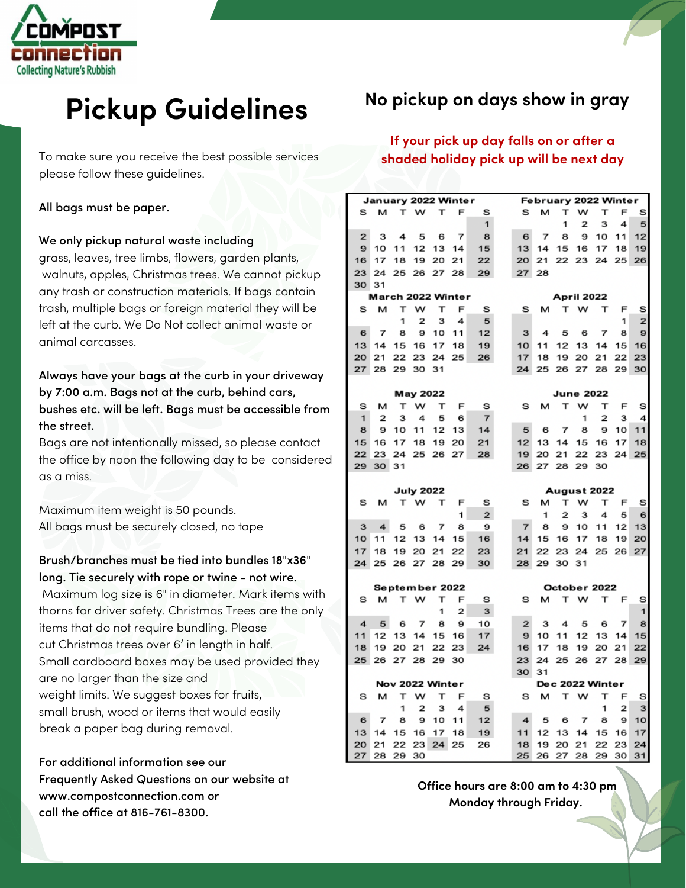Compost Connection
Collecting Nature's Rubbish

# Pickup Guidelines

To make sure you receive the best possible services please follow these guidelines.

**All bags must be paper.**

**We only pickup natural waste including**
grass, leaves, tree limbs, flowers, garden plants, walnuts, apples, Christmas trees. We cannot pickup any trash or construction materials. If bags contain trash, multiple bags or foreign material they will be left at the curb. We Do Not collect animal waste or animal carcasses.

**Always have your bags at the curb in your driveway by 7:00 a.m. Bags not at the curb, behind cars, bushes etc. will be left. Bags must be accessible from the street.**
Bags are not intentionally missed, so please contact the office by noon the following day to be considered as a miss.

Maximum item weight is 50 pounds.
All bags must be securely closed, no tape

**Brush/branches must be tied into bundles 18"x36" long. Tie securely with rope or twine - not wire.**
Maximum log size is 6" in diameter. Mark items with thorns for driver safety. Christmas Trees are the only items that do not require bundling. Please cut Christmas trees over 6' in length in half. Small cardboard boxes may be used provided they are no larger than the size and weight limits. We suggest boxes for fruits, small brush, wood or items that would easily break a paper bag during removal.

**For additional information see our Frequently Asked Questions on our website at www.compostconnection.com or call the office at 816-761-8300.**

## No pickup on days show in gray

**If your pick up day falls on or after a shaded holiday pick up will be next day**

**January 2022 Winter**

| S | M | T | W | T | F | S |
|---|---|---|---|---|---|---|
| | | | | | | 1 |
| 2 | 3 | 4 | 5 | 6 | 7 | 8 |
| 9 | 10 | 11 | 12 | 13 | 14 | 15 |
| 16 | 17 | 18 | 19 | 20 | 21 | 22 |
| 23 | 24 | 25 | 26 | 27 | 28 | 29 |
| 30 | 31 | | | | | |

**February 2022 Winter**

| S | M | T | W | T | F | S |
|---|---|---|---|---|---|---|
| | | 1 | 2 | 3 | 4 | 5 |
| 6 | 7 | 8 | 9 | 10 | 11 | 12 |
| 13 | 14 | 15 | 16 | 17 | 18 | 19 |
| 20 | 21 | 22 | 23 | 24 | 25 | 26 |
| 27 | 28 | | | | | |

**March 2022 Winter**

| S | M | T | W | T | F | S |
|---|---|---|---|---|---|---|
| | | 1 | 2 | 3 | 4 | 5 |
| 6 | 7 | 8 | 9 | 10 | 11 | 12 |
| 13 | 14 | 15 | 16 | 17 | 18 | 19 |
| 20 | 21 | 22 | 23 | 24 | 25 | 26 |
| 27 | 28 | 29 | 30 | 31 | | |

**April 2022**

| S | M | T | W | T | F | S |
|---|---|---|---|---|---|---|
| | | | | | 1 | 2 |
| 3 | 4 | 5 | 6 | 7 | 8 | 9 |
| 10 | 11 | 12 | 13 | 14 | 15 | 16 |
| 17 | 18 | 19 | 20 | 21 | 22 | 23 |
| 24 | 25 | 26 | 27 | 28 | 29 | 30 |

**May 2022**

| S | M | T | W | T | F | S |
|---|---|---|---|---|---|---|
| 1 | 2 | 3 | 4 | 5 | 6 | 7 |
| 8 | 9 | 10 | 11 | 12 | 13 | 14 |
| 15 | 16 | 17 | 18 | 19 | 20 | 21 |
| 22 | 23 | 24 | 25 | 26 | 27 | 28 |
| 29 | 30 | 31 | | | | |

**June 2022**

| S | M | T | W | T | F | S |
|---|---|---|---|---|---|---|
| | | | 1 | 2 | 3 | 4 |
| 5 | 6 | 7 | 8 | 9 | 10 | 11 |
| 12 | 13 | 14 | 15 | 16 | 17 | 18 |
| 19 | 20 | 21 | 22 | 23 | 24 | 25 |
| 26 | 27 | 28 | 29 | 30 | | |

**July 2022**

| S | M | T | W | T | F | S |
|---|---|---|---|---|---|---|
| | | | | | 1 | 2 |
| 3 | 4 | 5 | 6 | 7 | 8 | 9 |
| 10 | 11 | 12 | 13 | 14 | 15 | 16 |
| 17 | 18 | 19 | 20 | 21 | 22 | 23 |
| 24 | 25 | 26 | 27 | 28 | 29 | 30 |

**August 2022**

| S | M | T | W | T | F | S |
|---|---|---|---|---|---|---|
| | 1 | 2 | 3 | 4 | 5 | 6 |
| 7 | 8 | 9 | 10 | 11 | 12 | 13 |
| 14 | 15 | 16 | 17 | 18 | 19 | 20 |
| 21 | 22 | 23 | 24 | 25 | 26 | 27 |
| 28 | 29 | 30 | 31 | | | |

**September 2022**

| S | M | T | W | T | F | S |
|---|---|---|---|---|---|---|
| | | | | 1 | 2 | 3 |
| 4 | 5 | 6 | 7 | 8 | 9 | 10 |
| 11 | 12 | 13 | 14 | 15 | 16 | 17 |
| 18 | 19 | 20 | 21 | 22 | 23 | 24 |
| 25 | 26 | 27 | 28 | 29 | 30 | |

**October 2022**

| S | M | T | W | T | F | S |
|---|---|---|---|---|---|---|
| | | | | | | 1 |
| 2 | 3 | 4 | 5 | 6 | 7 | 8 |
| 9 | 10 | 11 | 12 | 13 | 14 | 15 |
| 16 | 17 | 18 | 19 | 20 | 21 | 22 |
| 23 | 24 | 25 | 26 | 27 | 28 | 29 |
| 30 | 31 | | | | | |

**Nov 2022 Winter**

| S | M | T | W | T | F | S |
|---|---|---|---|---|---|---|
| | | 1 | 2 | 3 | 4 | 5 |
| 6 | 7 | 8 | 9 | 10 | 11 | 12 |
| 13 | 14 | 15 | 16 | 17 | 18 | 19 |
| 20 | 21 | 22 | 23 | 24 | 25 | 26 |
| 27 | 28 | 29 | 30 | | | |

**Dec 2022 Winter**

| S | M | T | W | T | F | S |
|---|---|---|---|---|---|---|
| | | | | 1 | 2 | 3 |
| 4 | 5 | 6 | 7 | 8 | 9 | 10 |
| 11 | 12 | 13 | 14 | 15 | 16 | 17 |
| 18 | 19 | 20 | 21 | 22 | 23 | 24 |
| 25 | 26 | 27 | 28 | 29 | 30 | 31 |

**Office hours are 8:00 am to 4:30 pm Monday through Friday.**